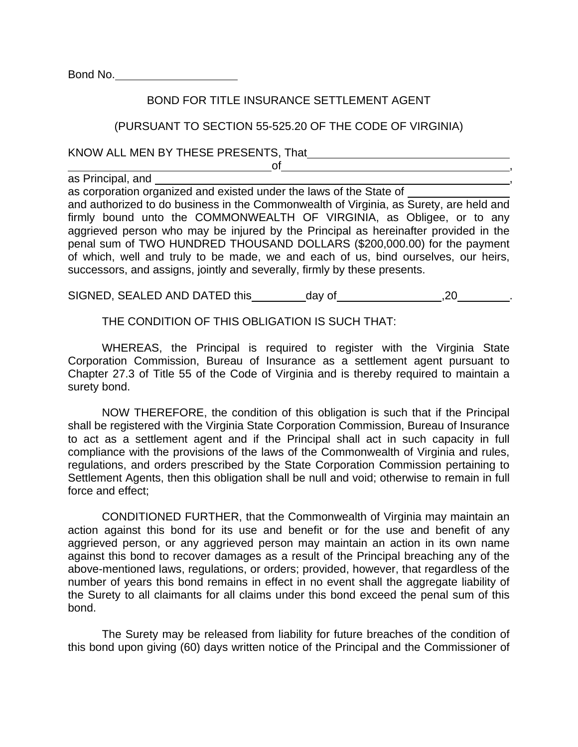Bond No.____________________

BOND FOR TITLE INSURANCE SETTLEMENT AGENT

(PURSUANT TO SECTION 55-525.20 OF THE CODE OF VIRGINIA)

KNOW ALL MEN BY THESE PRESENTS, That________________________________ ________________________________of________________________________________, as Principal, and ________________________________________________________, as corporation organized and existed under the laws of the State of ________________ and authorized to do business in the Commonwealth of Virginia, as Surety, are held and firmly bound unto the COMMONWEALTH OF VIRGINIA, as Obligee, or to any aggrieved person who may be injured by the Principal as hereinafter provided in the penal sum of TWO HUNDRED THOUSAND DOLLARS ($200,000.00) for the payment of which, well and truly to be made, we and each of us, bind ourselves, our heirs, successors, and assigns, jointly and severally, firmly by these presents.

SIGNED, SEALED AND DATED this_________day of_________________,20_________.

THE CONDITION OF THIS OBLIGATION IS SUCH THAT:

WHEREAS, the Principal is required to register with the Virginia State Corporation Commission, Bureau of Insurance as a settlement agent pursuant to Chapter 27.3 of Title 55 of the Code of Virginia and is thereby required to maintain a surety bond.

NOW THEREFORE, the condition of this obligation is such that if the Principal shall be registered with the Virginia State Corporation Commission, Bureau of Insurance to act as a settlement agent and if the Principal shall act in such capacity in full compliance with the provisions of the laws of the Commonwealth of Virginia and rules, regulations, and orders prescribed by the State Corporation Commission pertaining to Settlement Agents, then this obligation shall be null and void; otherwise to remain in full force and effect;

CONDITIONED FURTHER, that the Commonwealth of Virginia may maintain an action against this bond for its use and benefit or for the use and benefit of any aggrieved person, or any aggrieved person may maintain an action in its own name against this bond to recover damages as a result of the Principal breaching any of the above-mentioned laws, regulations, or orders; provided, however, that regardless of the number of years this bond remains in effect in no event shall the aggregate liability of the Surety to all claimants for all claims under this bond exceed the penal sum of this bond.

The Surety may be released from liability for future breaches of the condition of this bond upon giving (60) days written notice of the Principal and the Commissioner of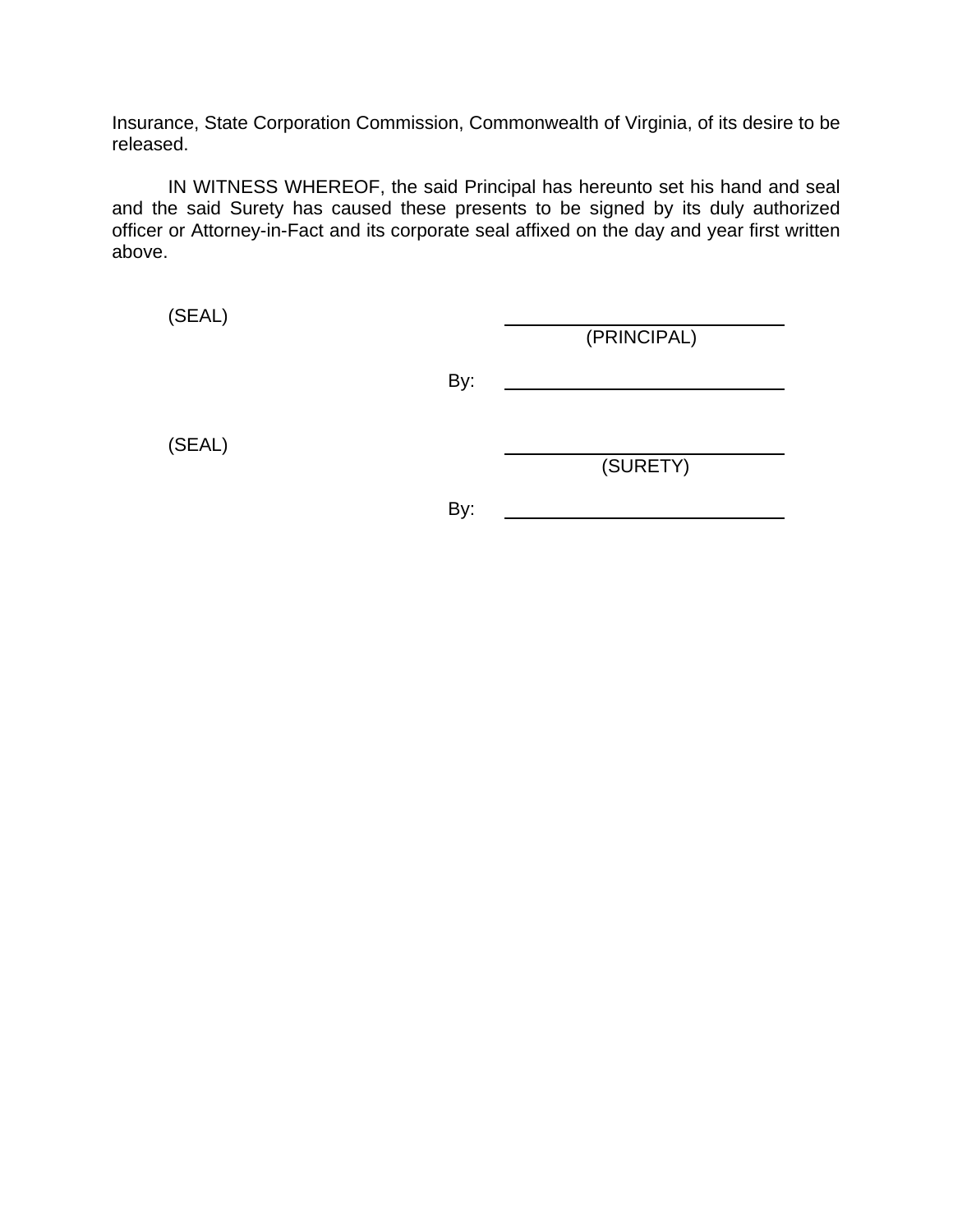Insurance, State Corporation Commission, Commonwealth of Virginia, of its desire to be released.

IN WITNESS WHEREOF, the said Principal has hereunto set his hand and seal and the said Surety has caused these presents to be signed by its duly authorized officer or Attorney-in-Fact and its corporate seal affixed on the day and year first written above.

(SEAL) \_\_\_\_\_\_\_\_\_\_\_\_\_\_\_\_\_\_\_\_\_\_\_\_\_\_\_\_\_\_

(PRINCIPAL)

By: \_\_\_\_\_\_\_\_\_\_\_\_\_\_\_\_\_\_\_\_\_\_\_\_\_\_\_\_\_\_

(SEAL) \_\_\_\_\_\_\_\_\_\_\_\_\_\_\_\_\_\_\_\_\_\_\_\_\_\_\_\_\_\_

(SURETY)

By: \_\_\_\_\_\_\_\_\_\_\_\_\_\_\_\_\_\_\_\_\_\_\_\_\_\_\_\_\_\_